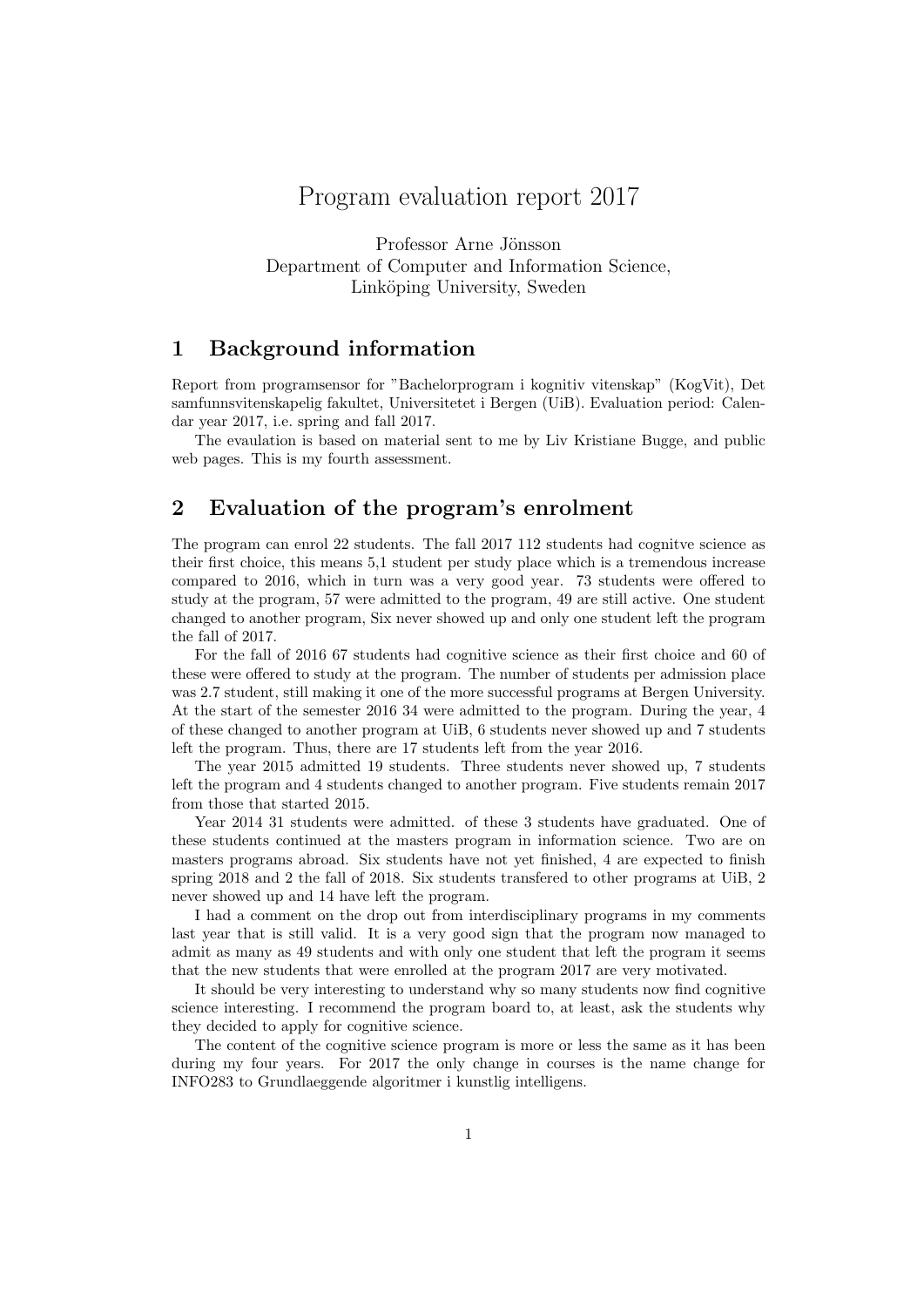# Program evaluation report 2017

Professor Arne Jönsson
Department of Computer and Information Science,
Linköping University, Sweden

## 1 Background information

Report from programsensor for "Bachelorprogram i kognitiv vitenskap" (KogVit), Det samfunnsvitenskapelig fakultet, Universitetet i Bergen (UiB). Evaluation period: Calendar year 2017, i.e. spring and fall 2017.

The evaulation is based on material sent to me by Liv Kristiane Bugge, and public web pages. This is my fourth assessment.

## 2 Evaluation of the program's enrolment

The program can enrol 22 students. The fall 2017 112 students had cognitve science as their first choice, this means 5,1 student per study place which is a tremendous increase compared to 2016, which in turn was a very good year. 73 students were offered to study at the program, 57 were admitted to the program, 49 are still active. One student changed to another program, Six never showed up and only one student left the program the fall of 2017.

For the fall of 2016 67 students had cognitive science as their first choice and 60 of these were offered to study at the program. The number of students per admission place was 2.7 student, still making it one of the more successful programs at Bergen University. At the start of the semester 2016 34 were admitted to the program. During the year, 4 of these changed to another program at UiB, 6 students never showed up and 7 students left the program. Thus, there are 17 students left from the year 2016.

The year 2015 admitted 19 students. Three students never showed up, 7 students left the program and 4 students changed to another program. Five students remain 2017 from those that started 2015.

Year 2014 31 students were admitted. of these 3 students have graduated. One of these students continued at the masters program in information science. Two are on masters programs abroad. Six students have not yet finished, 4 are expected to finish spring 2018 and 2 the fall of 2018. Six students transfered to other programs at UiB, 2 never showed up and 14 have left the program.

I had a comment on the drop out from interdisciplinary programs in my comments last year that is still valid. It is a very good sign that the program now managed to admit as many as 49 students and with only one student that left the program it seems that the new students that were enrolled at the program 2017 are very motivated.

It should be very interesting to understand why so many students now find cognitive science interesting. I recommend the program board to, at least, ask the students why they decided to apply for cognitive science.

The content of the cognitive science program is more or less the same as it has been during my four years. For 2017 the only change in courses is the name change for INFO283 to Grundlaeggende algoritmer i kunstlig intelligens.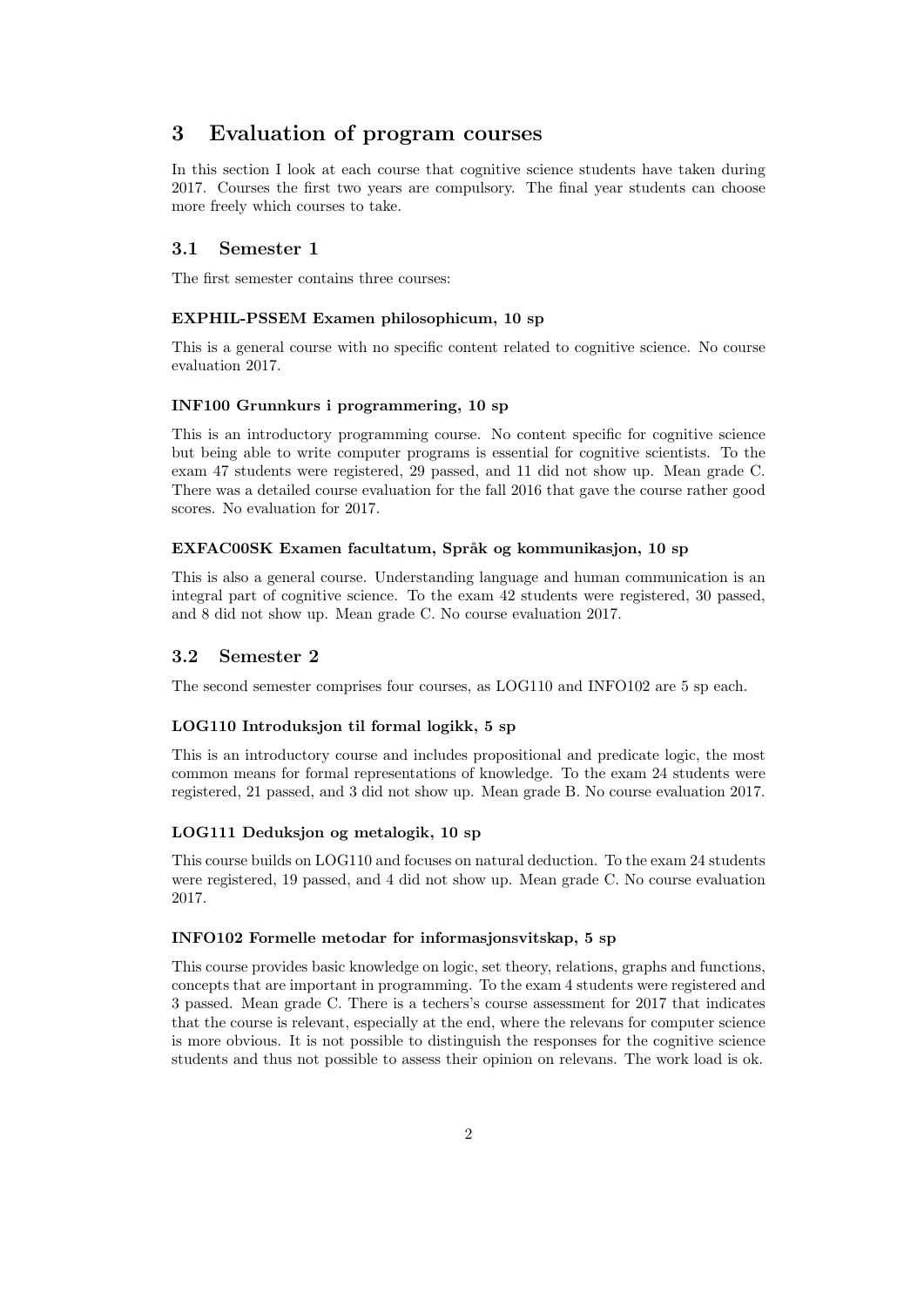# 3 Evaluation of program courses

In this section I look at each course that cognitive science students have taken during 2017. Courses the first two years are compulsory. The final year students can choose more freely which courses to take.

## 3.1 Semester 1

The first semester contains three courses:

**EXPHIL-PSSEM Examen philosophicum, 10 sp**

This is a general course with no specific content related to cognitive science. No course evaluation 2017.

**INF100 Grunnkurs i programmering, 10 sp**

This is an introductory programming course. No content specific for cognitive science but being able to write computer programs is essential for cognitive scientists. To the exam 47 students were registered, 29 passed, and 11 did not show up. Mean grade C. There was a detailed course evaluation for the fall 2016 that gave the course rather good scores. No evaluation for 2017.

**EXFAC00SK Examen facultatum, Språk og kommunikasjon, 10 sp**

This is also a general course. Understanding language and human communication is an integral part of cognitive science. To the exam 42 students were registered, 30 passed, and 8 did not show up. Mean grade C. No course evaluation 2017.

## 3.2 Semester 2

The second semester comprises four courses, as LOG110 and INFO102 are 5 sp each.

**LOG110 Introduksjon til formal logikk, 5 sp**

This is an introductory course and includes propositional and predicate logic, the most common means for formal representations of knowledge. To the exam 24 students were registered, 21 passed, and 3 did not show up. Mean grade B. No course evaluation 2017.

**LOG111 Deduksjon og metalogik, 10 sp**

This course builds on LOG110 and focuses on natural deduction. To the exam 24 students were registered, 19 passed, and 4 did not show up. Mean grade C. No course evaluation 2017.

**INFO102 Formelle metodar for informasjonsvitskap, 5 sp**

This course provides basic knowledge on logic, set theory, relations, graphs and functions, concepts that are important in programming. To the exam 4 students were registered and 3 passed. Mean grade C. There is a techers's course assessment for 2017 that indicates that the course is relevant, especially at the end, where the relevans for computer science is more obvious. It is not possible to distinguish the responses for the cognitive science students and thus not possible to assess their opinion on relevans. The work load is ok.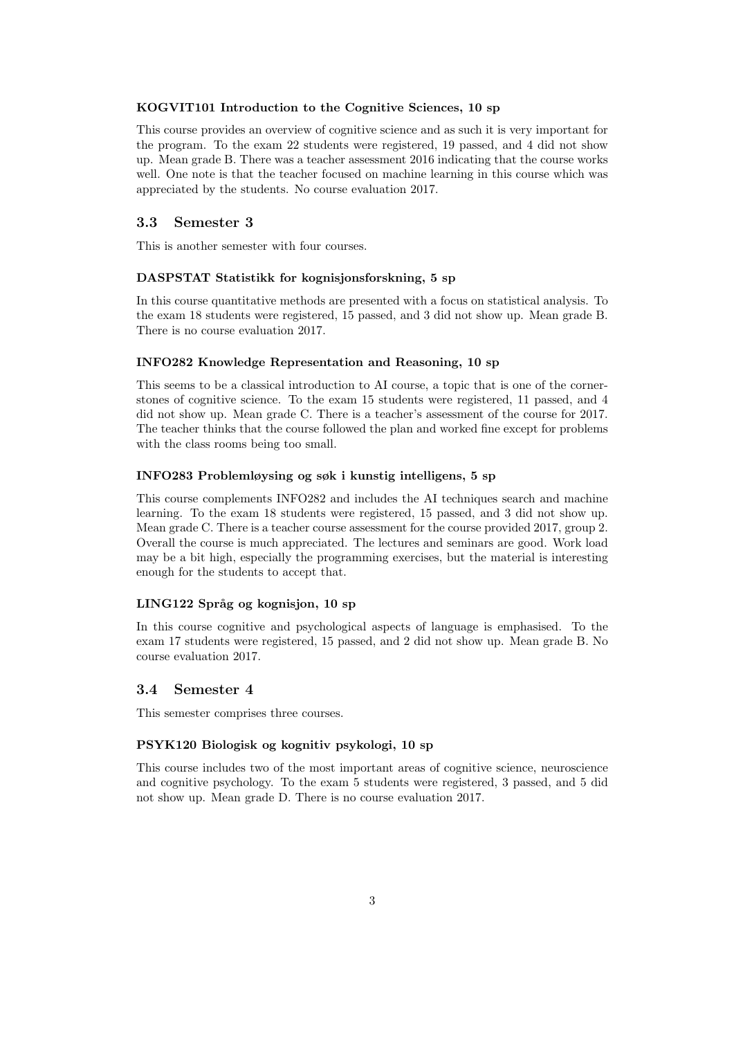#### KOGVIT101 Introduction to the Cognitive Sciences, 10 sp

This course provides an overview of cognitive science and as such it is very important for the program. To the exam 22 students were registered, 19 passed, and 4 did not show up. Mean grade B. There was a teacher assessment 2016 indicating that the course works well. One note is that the teacher focused on machine learning in this course which was appreciated by the students. No course evaluation 2017.

### 3.3 Semester 3

This is another semester with four courses.

#### DASPSTAT Statistikk for kognisjonsforskning, 5 sp

In this course quantitative methods are presented with a focus on statistical analysis. To the exam 18 students were registered, 15 passed, and 3 did not show up. Mean grade B. There is no course evaluation 2017.

#### INFO282 Knowledge Representation and Reasoning, 10 sp

This seems to be a classical introduction to AI course, a topic that is one of the cornerstones of cognitive science. To the exam 15 students were registered, 11 passed, and 4 did not show up. Mean grade C. There is a teacher's assessment of the course for 2017. The teacher thinks that the course followed the plan and worked fine except for problems with the class rooms being too small.

#### INFO283 Problemløysing og søk i kunstig intelligens, 5 sp

This course complements INFO282 and includes the AI techniques search and machine learning. To the exam 18 students were registered, 15 passed, and 3 did not show up. Mean grade C. There is a teacher course assessment for the course provided 2017, group 2. Overall the course is much appreciated. The lectures and seminars are good. Work load may be a bit high, especially the programming exercises, but the material is interesting enough for the students to accept that.

#### LING122 Språg og kognisjon, 10 sp

In this course cognitive and psychological aspects of language is emphasised. To the exam 17 students were registered, 15 passed, and 2 did not show up. Mean grade B. No course evaluation 2017.

### 3.4 Semester 4

This semester comprises three courses.

#### PSYK120 Biologisk og kognitiv psykologi, 10 sp

This course includes two of the most important areas of cognitive science, neuroscience and cognitive psychology. To the exam 5 students were registered, 3 passed, and 5 did not show up. Mean grade D. There is no course evaluation 2017.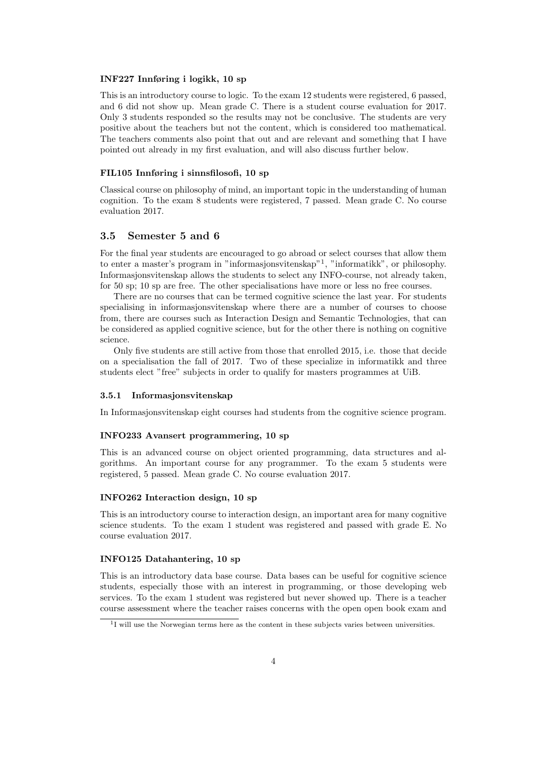#### INF227 Innføring i logikk, 10 sp

This is an introductory course to logic. To the exam 12 students were registered, 6 passed, and 6 did not show up. Mean grade C. There is a student course evaluation for 2017. Only 3 students responded so the results may not be conclusive. The students are very positive about the teachers but not the content, which is considered too mathematical. The teachers comments also point that out and are relevant and something that I have pointed out already in my first evaluation, and will also discuss further below.

#### FIL105 Innføring i sinnsfilosofi, 10 sp

Classical course on philosophy of mind, an important topic in the understanding of human cognition. To the exam 8 students were registered, 7 passed. Mean grade C. No course evaluation 2017.

## 3.5 Semester 5 and 6

For the final year students are encouraged to go abroad or select courses that allow them to enter a master's program in "informasjonsvitenskap"[1], "informatikk", or philosophy. Informasjonsvitenskap allows the students to select any INFO-course, not already taken, for 50 sp; 10 sp are free. The other specialisations have more or less no free courses.

There are no courses that can be termed cognitive science the last year. For students specialising in informasjonsvitenskap where there are a number of courses to choose from, there are courses such as Interaction Design and Semantic Technologies, that can be considered as applied cognitive science, but for the other there is nothing on cognitive science.

Only five students are still active from those that enrolled 2015, i.e. those that decide on a specialisation the fall of 2017. Two of these specialize in informatikk and three students elect "free" subjects in order to qualify for masters programmes at UiB.

### 3.5.1 Informasjonsvitenskap

In Informasjonsvitenskap eight courses had students from the cognitive science program.

#### INFO233 Avansert programmering, 10 sp

This is an advanced course on object oriented programming, data structures and algorithms. An important course for any programmer. To the exam 5 students were registered, 5 passed. Mean grade C. No course evaluation 2017.

#### INFO262 Interaction design, 10 sp

This is an introductory course to interaction design, an important area for many cognitive science students. To the exam 1 student was registered and passed with grade E. No course evaluation 2017.

#### INFO125 Datahantering, 10 sp

This is an introductory data base course. Data bases can be useful for cognitive science students, especially those with an interest in programming, or those developing web services. To the exam 1 student was registered but never showed up. There is a teacher course assessment where the teacher raises concerns with the open open book exam and

[1] I will use the Norwegian terms here as the content in these subjects varies between universities.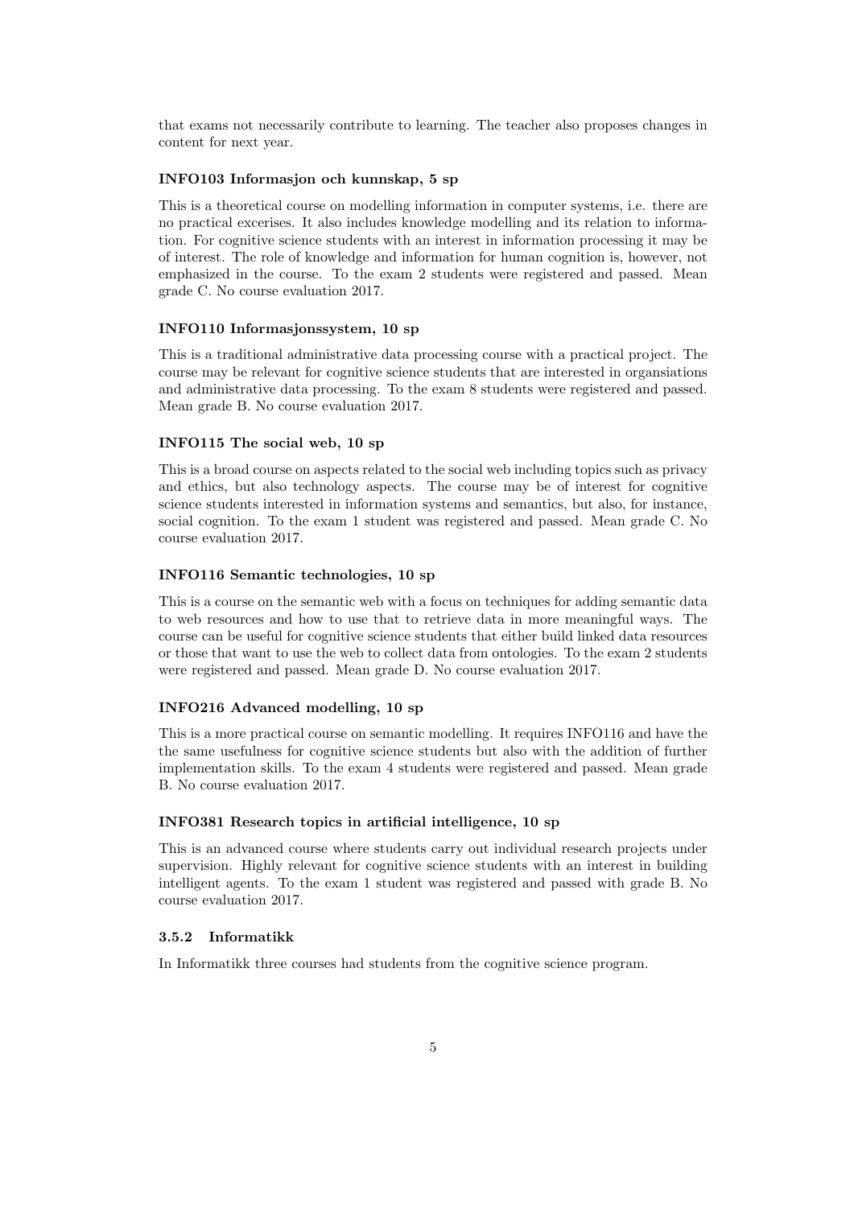that exams not necessarily contribute to learning. The teacher also proposes changes in content for next year.

#### INFO103 Informasjon och kunnskap, 5 sp

This is a theoretical course on modelling information in computer systems, i.e. there are no practical excerises. It also includes knowledge modelling and its relation to information. For cognitive science students with an interest in information processing it may be of interest. The role of knowledge and information for human cognition is, however, not emphasized in the course. To the exam 2 students were registered and passed. Mean grade C. No course evaluation 2017.

#### INFO110 Informasjonssystem, 10 sp

This is a traditional administrative data processing course with a practical project. The course may be relevant for cognitive science students that are interested in organsiations and administrative data processing. To the exam 8 students were registered and passed. Mean grade B. No course evaluation 2017.

#### INFO115 The social web, 10 sp

This is a broad course on aspects related to the social web including topics such as privacy and ethics, but also technology aspects. The course may be of interest for cognitive science students interested in information systems and semantics, but also, for instance, social cognition. To the exam 1 student was registered and passed. Mean grade C. No course evaluation 2017.

#### INFO116 Semantic technologies, 10 sp

This is a course on the semantic web with a focus on techniques for adding semantic data to web resources and how to use that to retrieve data in more meaningful ways. The course can be useful for cognitive science students that either build linked data resources or those that want to use the web to collect data from ontologies. To the exam 2 students were registered and passed. Mean grade D. No course evaluation 2017.

#### INFO216 Advanced modelling, 10 sp

This is a more practical course on semantic modelling. It requires INFO116 and have the the same usefulness for cognitive science students but also with the addition of further implementation skills. To the exam 4 students were registered and passed. Mean grade B. No course evaluation 2017.

#### INFO381 Research topics in artificial intelligence, 10 sp

This is an advanced course where students carry out individual research projects under supervision. Highly relevant for cognitive science students with an interest in building intelligent agents. To the exam 1 student was registered and passed with grade B. No course evaluation 2017.

### 3.5.2 Informatikk

In Informatikk three courses had students from the cognitive science program.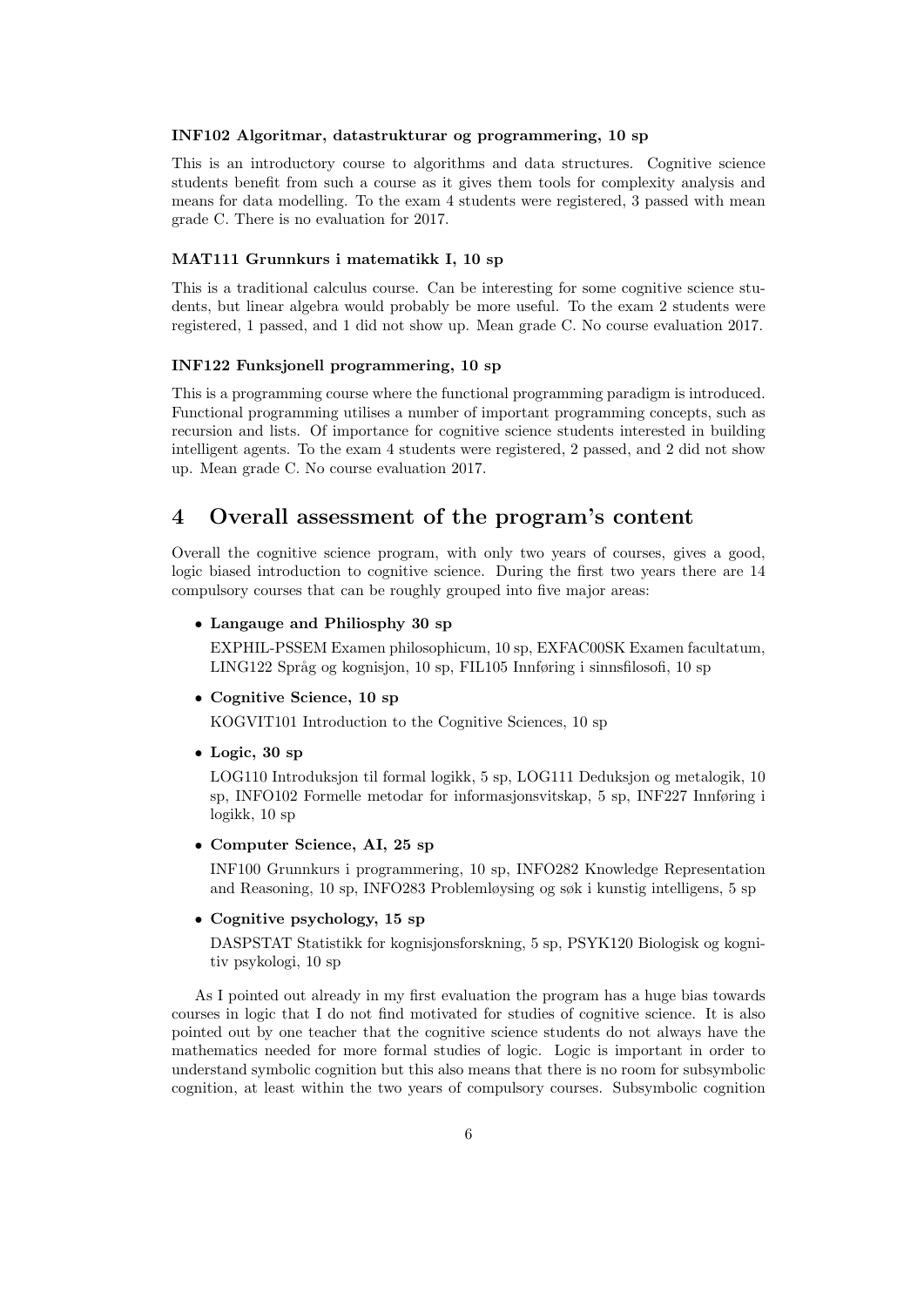#### INF102 Algoritmar, datastrukturar og programmering, 10 sp

This is an introductory course to algorithms and data structures. Cognitive science students benefit from such a course as it gives them tools for complexity analysis and means for data modelling. To the exam 4 students were registered, 3 passed with mean grade C. There is no evaluation for 2017.

#### MAT111 Grunnkurs i matematikk I, 10 sp

This is a traditional calculus course. Can be interesting for some cognitive science students, but linear algebra would probably be more useful. To the exam 2 students were registered, 1 passed, and 1 did not show up. Mean grade C. No course evaluation 2017.

#### INF122 Funksjonell programmering, 10 sp

This is a programming course where the functional programming paradigm is introduced. Functional programming utilises a number of important programming concepts, such as recursion and lists. Of importance for cognitive science students interested in building intelligent agents. To the exam 4 students were registered, 2 passed, and 2 did not show up. Mean grade C. No course evaluation 2017.

## 4 Overall assessment of the program's content

Overall the cognitive science program, with only two years of courses, gives a good, logic biased introduction to cognitive science. During the first two years there are 14 compulsory courses that can be roughly grouped into five major areas:

- **Langauge and Philiosphy 30 sp**

  EXPHIL-PSSEM Examen philosophicum, 10 sp, EXFAC00SK Examen facultatum, LING122 Språg og kognisjon, 10 sp, FIL105 Innføring i sinnsfilosofi, 10 sp

- **Cognitive Science, 10 sp**

  KOGVIT101 Introduction to the Cognitive Sciences, 10 sp

- **Logic, 30 sp**

  LOG110 Introduksjon til formal logikk, 5 sp, LOG111 Deduksjon og metalogik, 10 sp, INFO102 Formelle metodar for informasjonsvitskap, 5 sp, INF227 Innføring i logikk, 10 sp

- **Computer Science, AI, 25 sp**

  INF100 Grunnkurs i programmering, 10 sp, INFO282 Knowledge Representation and Reasoning, 10 sp, INFO283 Problemløysing og søk i kunstig intelligens, 5 sp

- **Cognitive psychology, 15 sp**

  DASPSTAT Statistikk for kognisjonsforskning, 5 sp, PSYK120 Biologisk og kognitiv psykologi, 10 sp

As I pointed out already in my first evaluation the program has a huge bias towards courses in logic that I do not find motivated for studies of cognitive science. It is also pointed out by one teacher that the cognitive science students do not always have the mathematics needed for more formal studies of logic. Logic is important in order to understand symbolic cognition but this also means that there is no room for subsymbolic cognition, at least within the two years of compulsory courses. Subsymbolic cognition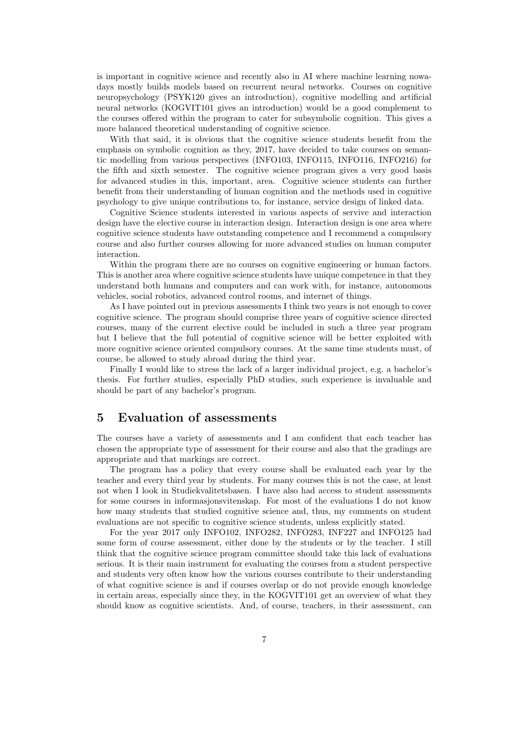is important in cognitive science and recently also in AI where machine learning nowadays mostly builds models based on recurrent neural networks. Courses on cognitive neuropsychology (PSYK120 gives an introduction), cognitive modelling and artificial neural networks (KOGVIT101 gives an introduction) would be a good complement to the courses offered within the program to cater for subsymbolic cognition. This gives a more balanced theoretical understanding of cognitive science.

With that said, it is obvious that the cognitive science students benefit from the emphasis on symbolic cognition as they, 2017, have decided to take courses on semantic modelling from various perspectives (INFO103, INFO115, INFO116, INFO216) for the fifth and sixth semester. The cognitive science program gives a very good basis for advanced studies in this, important, area. Cognitive science students can further benefit from their understanding of human cognition and the methods used in cognitive psychology to give unique contributions to, for instance, service design of linked data.

Cognitive Science students interested in various aspects of servive and interaction design have the elective course in interaction design. Interaction design is one area where cognitive science students have outstanding competence and I recommend a compulsory course and also further courses allowing for more advanced studies on human computer interaction.

Within the program there are no courses on cognitive engineering or human factors. This is another area where cognitive science students have unique competence in that they understand both humans and computers and can work with, for instance, autonomous vehicles, social robotics, advanced control rooms, and internet of things.

As I have pointed out in previous assessments I think two years is not enough to cover cognitive science. The program should comprise three years of cognitive science directed courses, many of the current elective could be included in such a three year program but I believe that the full potential of cognitive science will be better exploited with more cognitive science oriented compulsory courses. At the same time students must, of course, be allowed to study abroad during the third year.

Finally I would like to stress the lack of a larger individual project, e.g. a bachelor's thesis. For further studies, especially PhD studies, such experience is invaluable and should be part of any bachelor's program.

## 5 Evaluation of assessments

The courses have a variety of assessments and I am confident that each teacher has chosen the appropriate type of assessment for their course and also that the gradings are appropriate and that markings are correct.

The program has a policy that every course shall be evaluated each year by the teacher and every third year by students. For many courses this is not the case, at least not when I look in Studiekvalitetsbasen. I have also had access to student assessments for some courses in informasjonsvitenskap. For most of the evaluations I do not know how many students that studied cognitive science and, thus, my comments on student evaluations are not specific to cognitive science students, unless explicitly stated.

For the year 2017 only INFO102, INFO282, INFO283, INF227 and INFO125 had some form of course assessment, either done by the students or by the teacher. I still think that the cognitive science program committee should take this lack of evaluations serious. It is their main instrument for evaluating the courses from a student perspective and students very often know how the various courses contribute to their understanding of what cognitive science is and if courses overlap or do not provide enough knowledge in certain areas, especially since they, in the KOGVIT101 get an overview of what they should know as cognitive scientists. And, of course, teachers, in their assessment, can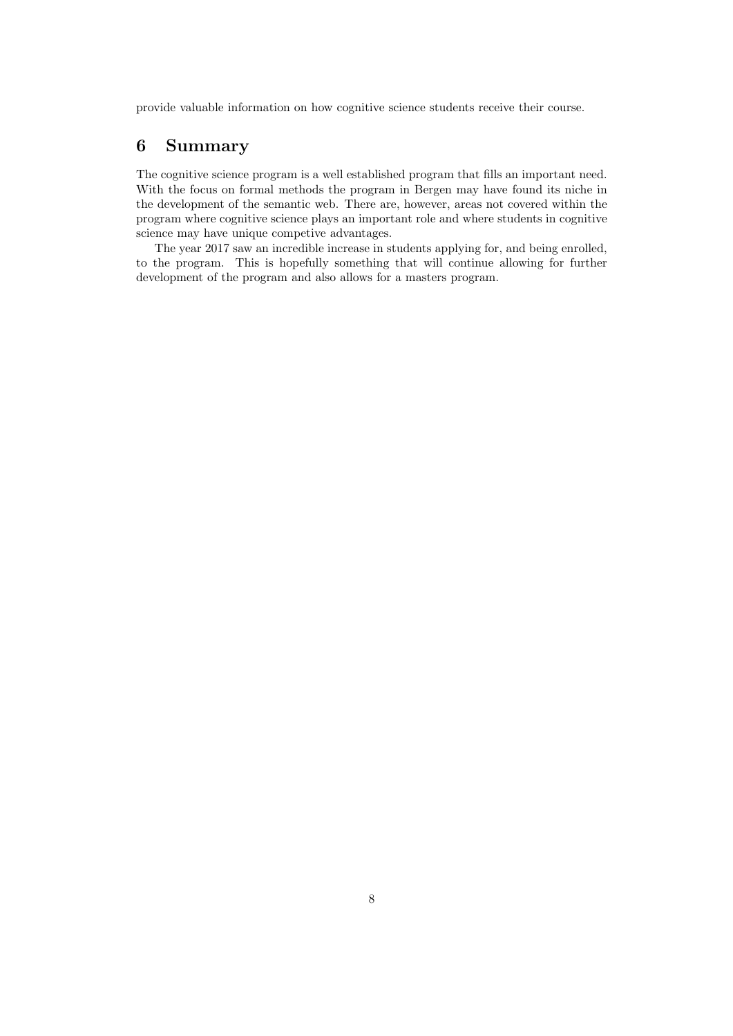provide valuable information on how cognitive science students receive their course.

## 6 Summary

The cognitive science program is a well established program that fills an important need. With the focus on formal methods the program in Bergen may have found its niche in the development of the semantic web. There are, however, areas not covered within the program where cognitive science plays an important role and where students in cognitive science may have unique competive advantages.

The year 2017 saw an incredible increase in students applying for, and being enrolled, to the program. This is hopefully something that will continue allowing for further development of the program and also allows for a masters program.